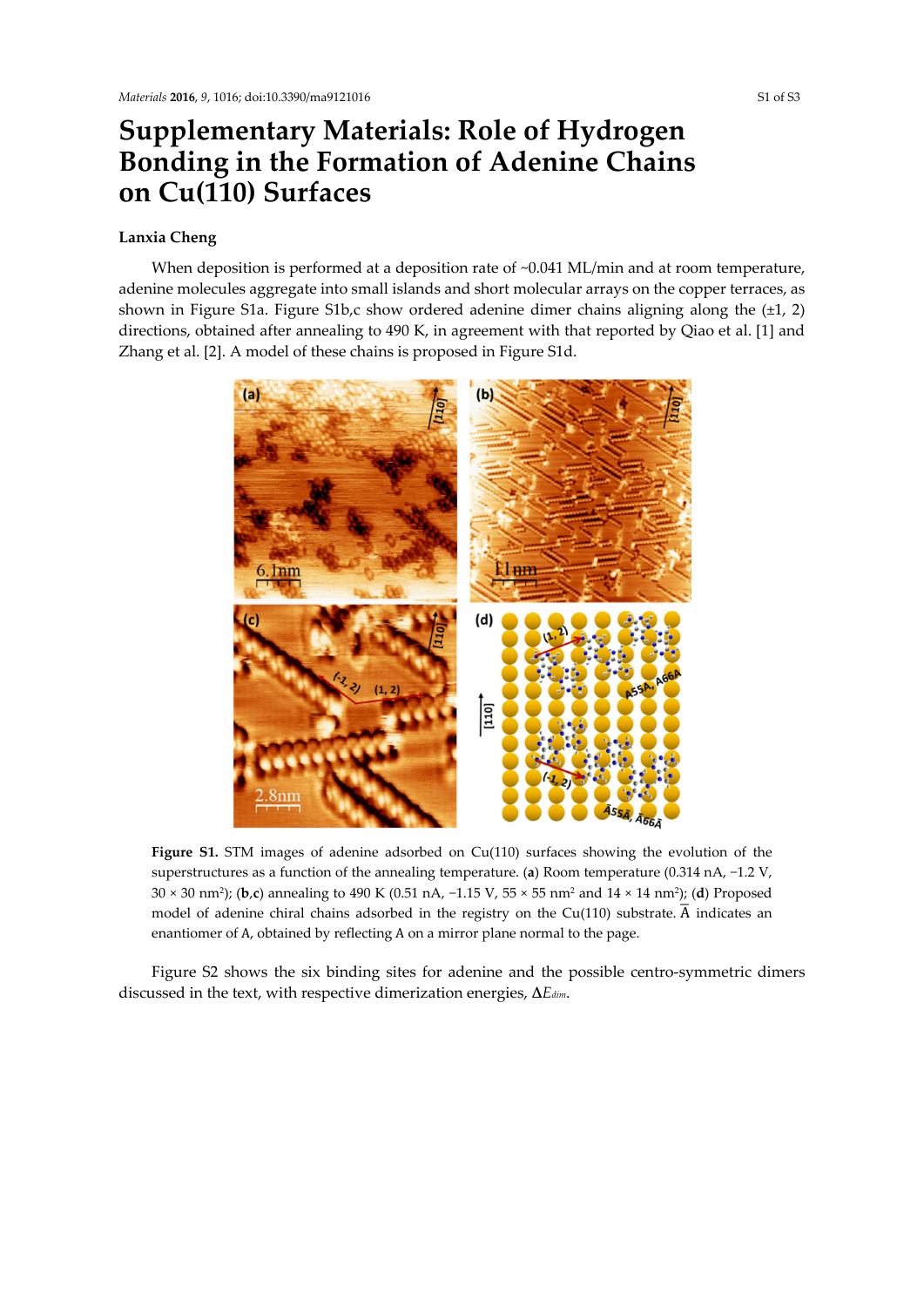# Supplementary Materials: Role of Hydrogen Bonding in the Formation of Adenine Chains on Cu(110) Surfaces

**Lanxia Cheng**

When deposition is performed at a deposition rate of ~0.041 ML/min and at room temperature, adenine molecules aggregate into small islands and short molecular arrays on the copper terraces, as shown in Figure S1a. Figure S1b,c show ordered adenine dimer chains aligning along the (±1, 2) directions, obtained after annealing to 490 K, in agreement with that reported by Qiao et al. [1] and Zhang et al. [2]. A model of these chains is proposed in Figure S1d.

**Figure S1.** STM images of adenine adsorbed on Cu(110) surfaces showing the evolution of the superstructures as a function of the annealing temperature. (**a**) Room temperature (0.314 nA, −1.2 V, 30 × 30 nm$^2$); (**b**,**c**) annealing to 490 K (0.51 nA, −1.15 V, 55 × 55 nm$^2$ and 14 × 14 nm$^2$); (**d**) Proposed model of adenine chiral chains adsorbed in the registry on the Cu(110) substrate. $\bar{\text{A}}$ indicates an enantiomer of A, obtained by reflecting A on a mirror plane normal to the page.

Figure S2 shows the six binding sites for adenine and the possible centro-symmetric dimers discussed in the text, with respective dimerization energies, $\Delta E_{dim}$.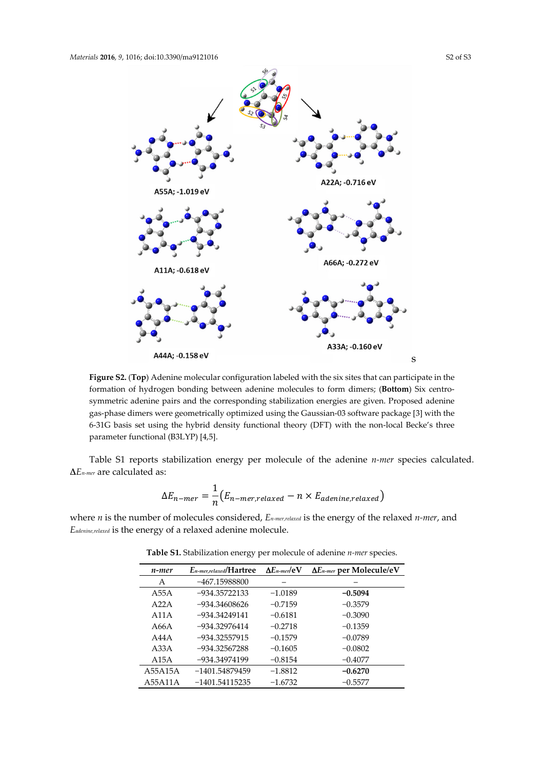**Figure S2.** (**Top**) Adenine molecular configuration labeled with the six sites that can participate in the formation of hydrogen bonding between adenine molecules to form dimers; (**Bottom**) Six centro-symmetric adenine pairs and the corresponding stabilization energies are given. Proposed adenine gas-phase dimers were geometrically optimized using the Gaussian-03 software package [3] with the 6-31G basis set using the hybrid density functional theory (DFT) with the non-local Becke's three parameter functional (B3LYP) [4,5].

Table S1 reports stabilization energy per molecule of the adenine *n-mer* species calculated. $\Delta E_{n\text{-}mer}$ are calculated as:

$$\Delta E_{n-mer} = \frac{1}{n}\left(E_{n-mer,relaxed} - n \times E_{adenine,relaxed}\right)$$

where $n$ is the number of molecules considered, $E_{n\text{-}mer,relaxed}$ is the energy of the relaxed *n-mer*, and $E_{adenine,relaxed}$ is the energy of a relaxed adenine molecule.

**Table S1.** Stabilization energy per molecule of adenine *n-mer* species.

| *n-mer* | $E_{n\text{-}mer,relaxed}$/Hartree | $\Delta E_{n\text{-}mer}$/eV | $\Delta E_{n\text{-}mer}$ per Molecule/eV |
|---|---|---|---|
| A | −467.15988800 | − | − |
| A55A | −934.35722133 | −1.0189 | **−0.5094** |
| A22A | −934.34608626 | −0.7159 | −0.3579 |
| A11A | −934.34249141 | −0.6181 | −0.3090 |
| A66A | −934.32976414 | −0.2718 | −0.1359 |
| A44A | −934.32557915 | −0.1579 | −0.0789 |
| A33A | −934.32567288 | −0.1605 | −0.0802 |
| A15A | −934.34974199 | −0.8154 | −0.4077 |
| A55A15A | −1401.54879459 | −1.8812 | **−0.6270** |
| A55A11A | −1401.54115235 | −1.6732 | −0.5577 |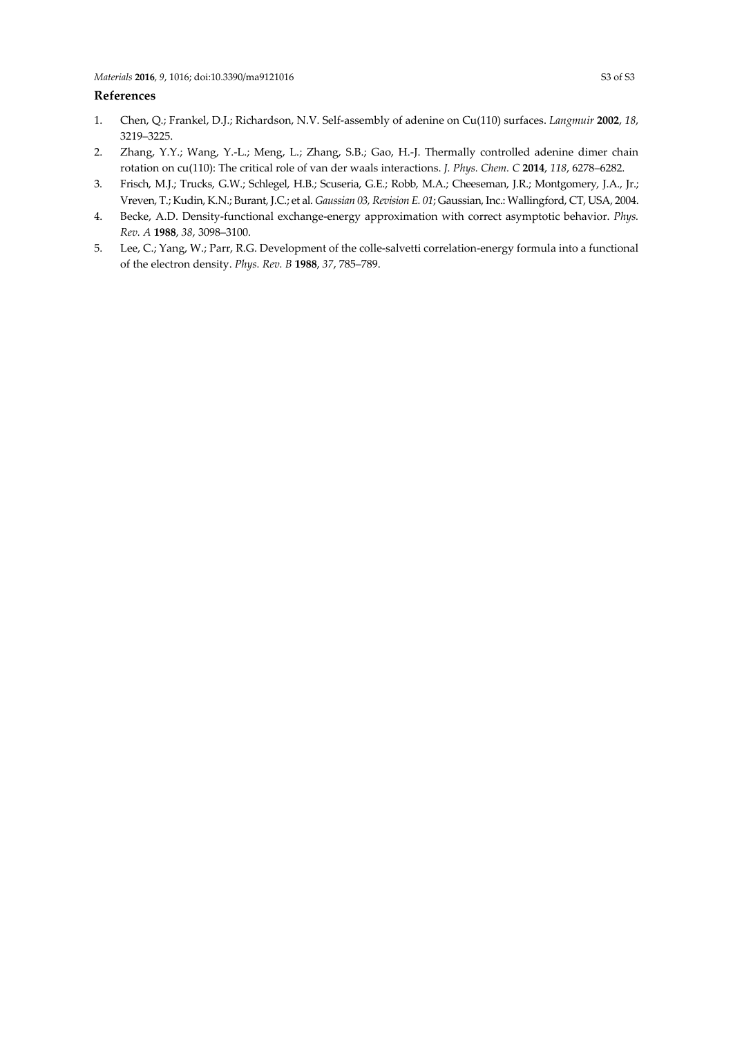## References

1. Chen, Q.; Frankel, D.J.; Richardson, N.V. Self-assembly of adenine on Cu(110) surfaces. *Langmuir* **2002**, *18*, 3219–3225.
2. Zhang, Y.Y.; Wang, Y.-L.; Meng, L.; Zhang, S.B.; Gao, H.-J. Thermally controlled adenine dimer chain rotation on cu(110): The critical role of van der waals interactions. *J. Phys. Chem. C* **2014**, *118*, 6278–6282.
3. Frisch, M.J.; Trucks, G.W.; Schlegel, H.B.; Scuseria, G.E.; Robb, M.A.; Cheeseman, J.R.; Montgomery, J.A., Jr.; Vreven, T.; Kudin, K.N.; Burant, J.C.; et al. *Gaussian 03, Revision E. 01*; Gaussian, Inc.: Wallingford, CT, USA, 2004.
4. Becke, A.D. Density-functional exchange-energy approximation with correct asymptotic behavior. *Phys. Rev. A* **1988**, *38*, 3098–3100.
5. Lee, C.; Yang, W.; Parr, R.G. Development of the colle-salvetti correlation-energy formula into a functional of the electron density. *Phys. Rev. B* **1988**, *37*, 785–789.